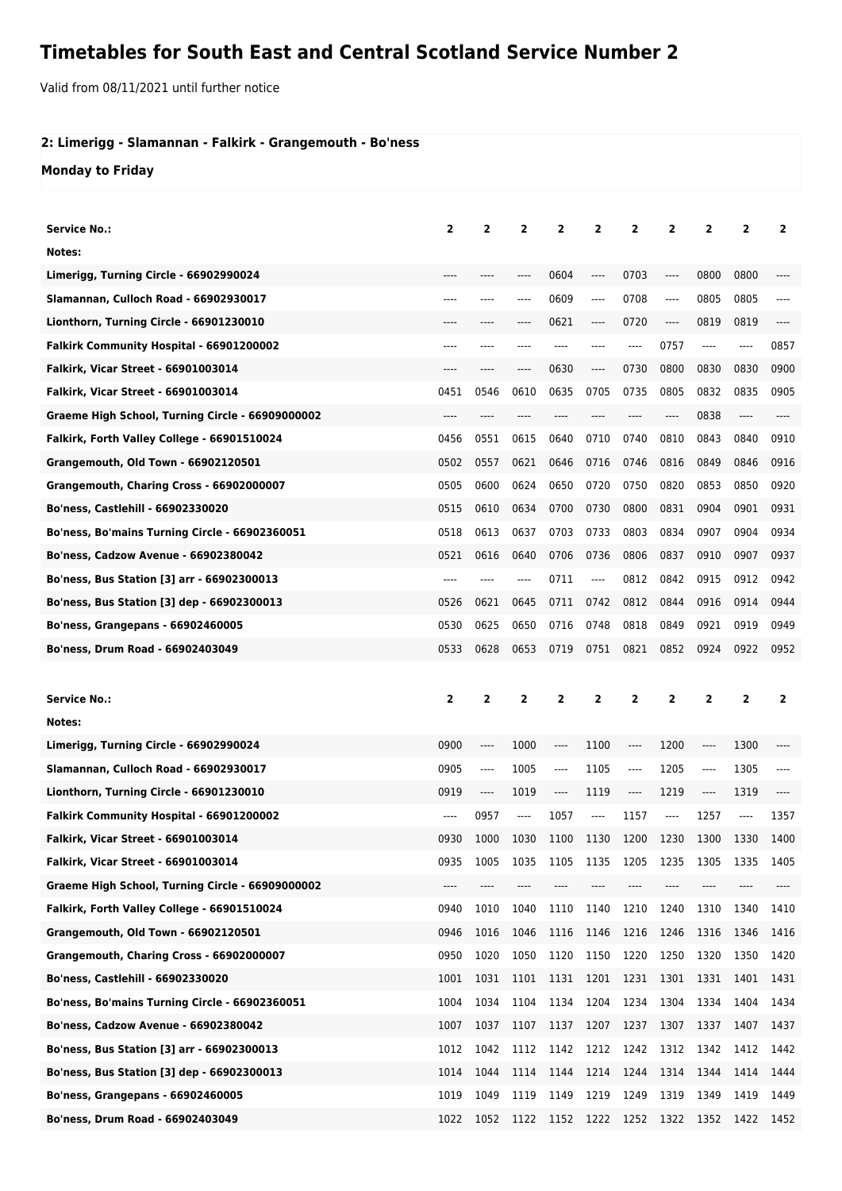# Timetables for South East and Central Scotland Service Number 2

Valid from 08/11/2021 until further notice

**2: Limerigg - Slamannan - Falkirk - Grangemouth - Bo'ness**

**Monday to Friday**

| Service No.: | 2 | 2 | 2 | 2 | 2 | 2 | 2 | 2 | 2 | 2 |
|---|---|---|---|---|---|---|---|---|---|---|
| Notes: | | | | | | | | | | |
| Limerigg, Turning Circle - 66902990024 | ---- | ---- | ---- | 0604 | ---- | 0703 | ---- | 0800 | 0800 | ---- |
| Slamannan, Culloch Road - 66902930017 | ---- | ---- | ---- | 0609 | ---- | 0708 | ---- | 0805 | 0805 | ---- |
| Lionthorn, Turning Circle - 66901230010 | ---- | ---- | ---- | 0621 | ---- | 0720 | ---- | 0819 | 0819 | ---- |
| Falkirk Community Hospital - 66901200002 | ---- | ---- | ---- | ---- | ---- | ---- | 0757 | ---- | ---- | 0857 |
| Falkirk, Vicar Street - 66901003014 | ---- | ---- | ---- | 0630 | ---- | 0730 | 0800 | 0830 | 0830 | 0900 |
| Falkirk, Vicar Street - 66901003014 | 0451 | 0546 | 0610 | 0635 | 0705 | 0735 | 0805 | 0832 | 0835 | 0905 |
| Graeme High School, Turning Circle - 66909000002 | ---- | ---- | ---- | ---- | ---- | ---- | ---- | 0838 | ---- | ---- |
| Falkirk, Forth Valley College - 66901510024 | 0456 | 0551 | 0615 | 0640 | 0710 | 0740 | 0810 | 0843 | 0840 | 0910 |
| Grangemouth, Old Town - 66902120501 | 0502 | 0557 | 0621 | 0646 | 0716 | 0746 | 0816 | 0849 | 0846 | 0916 |
| Grangemouth, Charing Cross - 66902000007 | 0505 | 0600 | 0624 | 0650 | 0720 | 0750 | 0820 | 0853 | 0850 | 0920 |
| Bo'ness, Castlehill - 66902330020 | 0515 | 0610 | 0634 | 0700 | 0730 | 0800 | 0831 | 0904 | 0901 | 0931 |
| Bo'ness, Bo'mains Turning Circle - 66902360051 | 0518 | 0613 | 0637 | 0703 | 0733 | 0803 | 0834 | 0907 | 0904 | 0934 |
| Bo'ness, Cadzow Avenue - 66902380042 | 0521 | 0616 | 0640 | 0706 | 0736 | 0806 | 0837 | 0910 | 0907 | 0937 |
| Bo'ness, Bus Station [3] arr - 66902300013 | ---- | ---- | ---- | 0711 | ---- | 0812 | 0842 | 0915 | 0912 | 0942 |
| Bo'ness, Bus Station [3] dep - 66902300013 | 0526 | 0621 | 0645 | 0711 | 0742 | 0812 | 0844 | 0916 | 0914 | 0944 |
| Bo'ness, Grangepans - 66902460005 | 0530 | 0625 | 0650 | 0716 | 0748 | 0818 | 0849 | 0921 | 0919 | 0949 |
| Bo'ness, Drum Road - 66902403049 | 0533 | 0628 | 0653 | 0719 | 0751 | 0821 | 0852 | 0924 | 0922 | 0952 |

| Service No.: | 2 | 2 | 2 | 2 | 2 | 2 | 2 | 2 | 2 | 2 |
|---|---|---|---|---|---|---|---|---|---|---|
| Notes: | | | | | | | | | | |
| Limerigg, Turning Circle - 66902990024 | 0900 | ---- | 1000 | ---- | 1100 | ---- | 1200 | ---- | 1300 | ---- |
| Slamannan, Culloch Road - 66902930017 | 0905 | ---- | 1005 | ---- | 1105 | ---- | 1205 | ---- | 1305 | ---- |
| Lionthorn, Turning Circle - 66901230010 | 0919 | ---- | 1019 | ---- | 1119 | ---- | 1219 | ---- | 1319 | ---- |
| Falkirk Community Hospital - 66901200002 | ---- | 0957 | ---- | 1057 | ---- | 1157 | ---- | 1257 | ---- | 1357 |
| Falkirk, Vicar Street - 66901003014 | 0930 | 1000 | 1030 | 1100 | 1130 | 1200 | 1230 | 1300 | 1330 | 1400 |
| Falkirk, Vicar Street - 66901003014 | 0935 | 1005 | 1035 | 1105 | 1135 | 1205 | 1235 | 1305 | 1335 | 1405 |
| Graeme High School, Turning Circle - 66909000002 | ---- | ---- | ---- | ---- | ---- | ---- | ---- | ---- | ---- | ---- |
| Falkirk, Forth Valley College - 66901510024 | 0940 | 1010 | 1040 | 1110 | 1140 | 1210 | 1240 | 1310 | 1340 | 1410 |
| Grangemouth, Old Town - 66902120501 | 0946 | 1016 | 1046 | 1116 | 1146 | 1216 | 1246 | 1316 | 1346 | 1416 |
| Grangemouth, Charing Cross - 66902000007 | 0950 | 1020 | 1050 | 1120 | 1150 | 1220 | 1250 | 1320 | 1350 | 1420 |
| Bo'ness, Castlehill - 66902330020 | 1001 | 1031 | 1101 | 1131 | 1201 | 1231 | 1301 | 1331 | 1401 | 1431 |
| Bo'ness, Bo'mains Turning Circle - 66902360051 | 1004 | 1034 | 1104 | 1134 | 1204 | 1234 | 1304 | 1334 | 1404 | 1434 |
| Bo'ness, Cadzow Avenue - 66902380042 | 1007 | 1037 | 1107 | 1137 | 1207 | 1237 | 1307 | 1337 | 1407 | 1437 |
| Bo'ness, Bus Station [3] arr - 66902300013 | 1012 | 1042 | 1112 | 1142 | 1212 | 1242 | 1312 | 1342 | 1412 | 1442 |
| Bo'ness, Bus Station [3] dep - 66902300013 | 1014 | 1044 | 1114 | 1144 | 1214 | 1244 | 1314 | 1344 | 1414 | 1444 |
| Bo'ness, Grangepans - 66902460005 | 1019 | 1049 | 1119 | 1149 | 1219 | 1249 | 1319 | 1349 | 1419 | 1449 |
| Bo'ness, Drum Road - 66902403049 | 1022 | 1052 | 1122 | 1152 | 1222 | 1252 | 1322 | 1352 | 1422 | 1452 |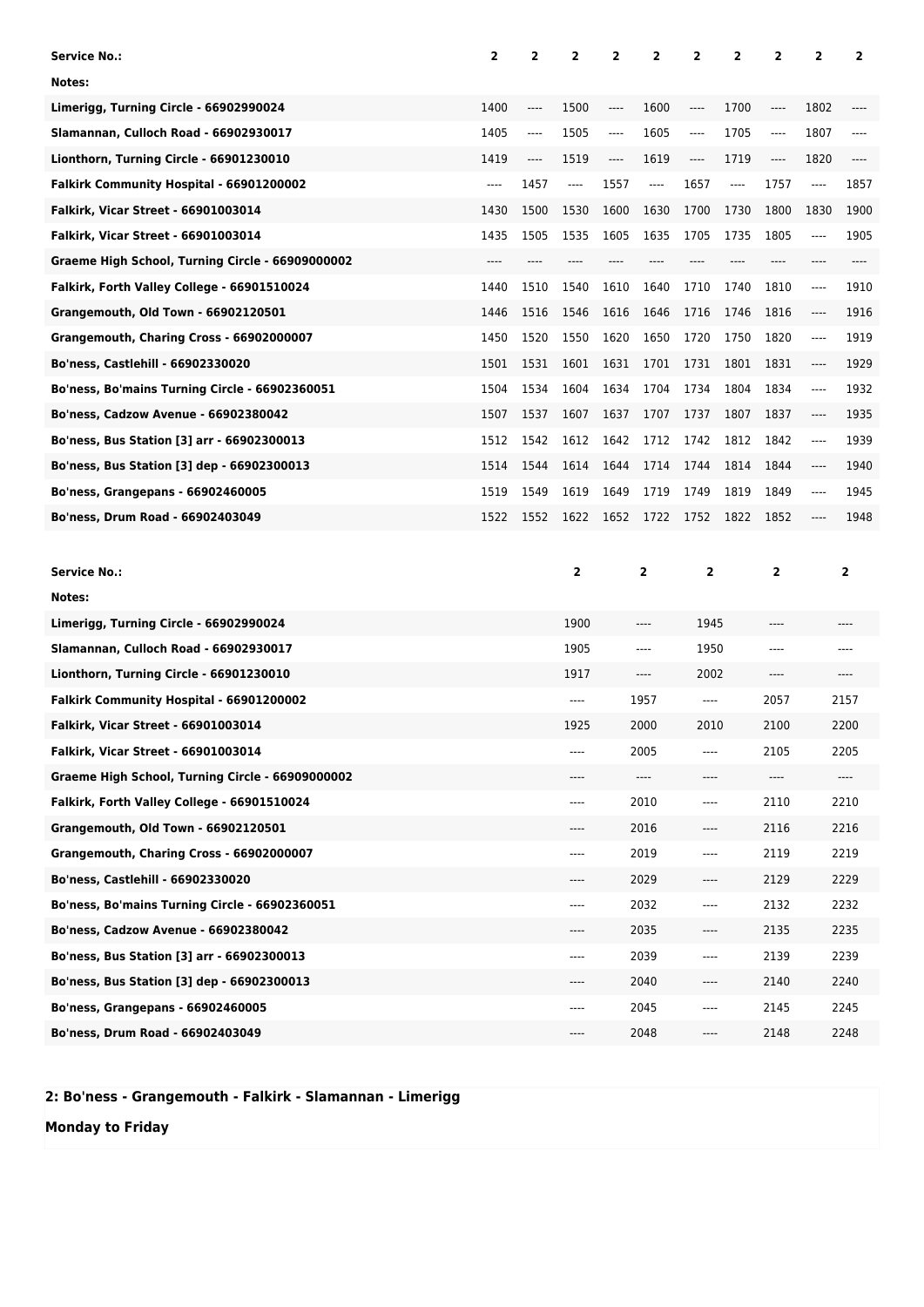| Service No.: | 2 | 2 | 2 | 2 | 2 | 2 | 2 | 2 | 2 | 2 |
|---|---|---|---|---|---|---|---|---|---|---|
| Notes: | | | | | | | | | | |
| Limerigg, Turning Circle - 66902990024 | 1400 | ---- | 1500 | ---- | 1600 | ---- | 1700 | ---- | 1802 | ---- |
| Slamannan, Culloch Road - 66902930017 | 1405 | ---- | 1505 | ---- | 1605 | ---- | 1705 | ---- | 1807 | ---- |
| Lionthorn, Turning Circle - 66901230010 | 1419 | ---- | 1519 | ---- | 1619 | ---- | 1719 | ---- | 1820 | ---- |
| Falkirk Community Hospital - 66901200002 | ---- | 1457 | ---- | 1557 | ---- | 1657 | ---- | 1757 | ---- | 1857 |
| Falkirk, Vicar Street - 66901003014 | 1430 | 1500 | 1530 | 1600 | 1630 | 1700 | 1730 | 1800 | 1830 | 1900 |
| Falkirk, Vicar Street - 66901003014 | 1435 | 1505 | 1535 | 1605 | 1635 | 1705 | 1735 | 1805 | ---- | 1905 |
| Graeme High School, Turning Circle - 66909000002 | ---- | ---- | ---- | ---- | ---- | ---- | ---- | ---- | ---- | ---- |
| Falkirk, Forth Valley College - 66901510024 | 1440 | 1510 | 1540 | 1610 | 1640 | 1710 | 1740 | 1810 | ---- | 1910 |
| Grangemouth, Old Town - 66902120501 | 1446 | 1516 | 1546 | 1616 | 1646 | 1716 | 1746 | 1816 | ---- | 1916 |
| Grangemouth, Charing Cross - 66902000007 | 1450 | 1520 | 1550 | 1620 | 1650 | 1720 | 1750 | 1820 | ---- | 1919 |
| Bo'ness, Castlehill - 66902330020 | 1501 | 1531 | 1601 | 1631 | 1701 | 1731 | 1801 | 1831 | ---- | 1929 |
| Bo'ness, Bo'mains Turning Circle - 66902360051 | 1504 | 1534 | 1604 | 1634 | 1704 | 1734 | 1804 | 1834 | ---- | 1932 |
| Bo'ness, Cadzow Avenue - 66902380042 | 1507 | 1537 | 1607 | 1637 | 1707 | 1737 | 1807 | 1837 | ---- | 1935 |
| Bo'ness, Bus Station [3] arr - 66902300013 | 1512 | 1542 | 1612 | 1642 | 1712 | 1742 | 1812 | 1842 | ---- | 1939 |
| Bo'ness, Bus Station [3] dep - 66902300013 | 1514 | 1544 | 1614 | 1644 | 1714 | 1744 | 1814 | 1844 | ---- | 1940 |
| Bo'ness, Grangepans - 66902460005 | 1519 | 1549 | 1619 | 1649 | 1719 | 1749 | 1819 | 1849 | ---- | 1945 |
| Bo'ness, Drum Road - 66902403049 | 1522 | 1552 | 1622 | 1652 | 1722 | 1752 | 1822 | 1852 | ---- | 1948 |

| Service No.: | 2 | 2 | 2 | 2 | 2 |
|---|---|---|---|---|---|
| Notes: | | | | | |
| Limerigg, Turning Circle - 66902990024 | 1900 | ---- | 1945 | ---- | ---- |
| Slamannan, Culloch Road - 66902930017 | 1905 | ---- | 1950 | ---- | ---- |
| Lionthorn, Turning Circle - 66901230010 | 1917 | ---- | 2002 | ---- | ---- |
| Falkirk Community Hospital - 66901200002 | ---- | 1957 | ---- | 2057 | 2157 |
| Falkirk, Vicar Street - 66901003014 | 1925 | 2000 | 2010 | 2100 | 2200 |
| Falkirk, Vicar Street - 66901003014 | ---- | 2005 | ---- | 2105 | 2205 |
| Graeme High School, Turning Circle - 66909000002 | ---- | ---- | ---- | ---- | ---- |
| Falkirk, Forth Valley College - 66901510024 | ---- | 2010 | ---- | 2110 | 2210 |
| Grangemouth, Old Town - 66902120501 | ---- | 2016 | ---- | 2116 | 2216 |
| Grangemouth, Charing Cross - 66902000007 | ---- | 2019 | ---- | 2119 | 2219 |
| Bo'ness, Castlehill - 66902330020 | ---- | 2029 | ---- | 2129 | 2229 |
| Bo'ness, Bo'mains Turning Circle - 66902360051 | ---- | 2032 | ---- | 2132 | 2232 |
| Bo'ness, Cadzow Avenue - 66902380042 | ---- | 2035 | ---- | 2135 | 2235 |
| Bo'ness, Bus Station [3] arr - 66902300013 | ---- | 2039 | ---- | 2139 | 2239 |
| Bo'ness, Bus Station [3] dep - 66902300013 | ---- | 2040 | ---- | 2140 | 2240 |
| Bo'ness, Grangepans - 66902460005 | ---- | 2045 | ---- | 2145 | 2245 |
| Bo'ness, Drum Road - 66902403049 | ---- | 2048 | ---- | 2148 | 2248 |

**2: Bo'ness - Grangemouth - Falkirk - Slamannan - Limerigg**

**Monday to Friday**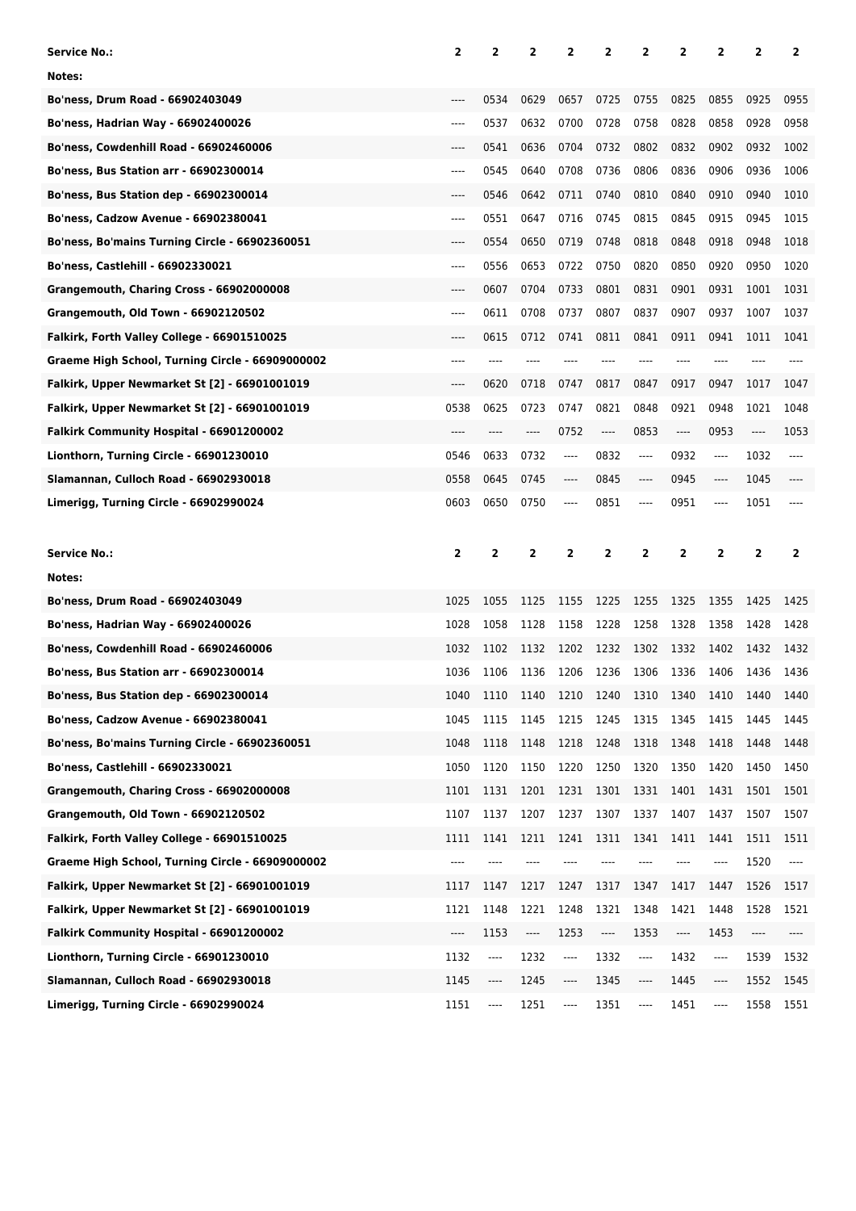| Service No.: | 2 | 2 | 2 | 2 | 2 | 2 | 2 | 2 | 2 | 2 |
|---|---|---|---|---|---|---|---|---|---|---|
| Notes: | | | | | | | | | | |
| Bo'ness, Drum Road - 66902403049 | ---- | 0534 | 0629 | 0657 | 0725 | 0755 | 0825 | 0855 | 0925 | 0955 |
| Bo'ness, Hadrian Way - 66902400026 | ---- | 0537 | 0632 | 0700 | 0728 | 0758 | 0828 | 0858 | 0928 | 0958 |
| Bo'ness, Cowdenhill Road - 66902460006 | ---- | 0541 | 0636 | 0704 | 0732 | 0802 | 0832 | 0902 | 0932 | 1002 |
| Bo'ness, Bus Station arr - 66902300014 | ---- | 0545 | 0640 | 0708 | 0736 | 0806 | 0836 | 0906 | 0936 | 1006 |
| Bo'ness, Bus Station dep - 66902300014 | ---- | 0546 | 0642 | 0711 | 0740 | 0810 | 0840 | 0910 | 0940 | 1010 |
| Bo'ness, Cadzow Avenue - 66902380041 | ---- | 0551 | 0647 | 0716 | 0745 | 0815 | 0845 | 0915 | 0945 | 1015 |
| Bo'ness, Bo'mains Turning Circle - 66902360051 | ---- | 0554 | 0650 | 0719 | 0748 | 0818 | 0848 | 0918 | 0948 | 1018 |
| Bo'ness, Castlehill - 66902330021 | ---- | 0556 | 0653 | 0722 | 0750 | 0820 | 0850 | 0920 | 0950 | 1020 |
| Grangemouth, Charing Cross - 66902000008 | ---- | 0607 | 0704 | 0733 | 0801 | 0831 | 0901 | 0931 | 1001 | 1031 |
| Grangemouth, Old Town - 66902120502 | ---- | 0611 | 0708 | 0737 | 0807 | 0837 | 0907 | 0937 | 1007 | 1037 |
| Falkirk, Forth Valley College - 66901510025 | ---- | 0615 | 0712 | 0741 | 0811 | 0841 | 0911 | 0941 | 1011 | 1041 |
| Graeme High School, Turning Circle - 66909000002 | ---- | ---- | ---- | ---- | ---- | ---- | ---- | ---- | ---- | ---- |
| Falkirk, Upper Newmarket St [2] - 66901001019 | ---- | 0620 | 0718 | 0747 | 0817 | 0847 | 0917 | 0947 | 1017 | 1047 |
| Falkirk, Upper Newmarket St [2] - 66901001019 | 0538 | 0625 | 0723 | 0747 | 0821 | 0848 | 0921 | 0948 | 1021 | 1048 |
| Falkirk Community Hospital - 66901200002 | ---- | ---- | ---- | 0752 | ---- | 0853 | ---- | 0953 | ---- | 1053 |
| Lionthorn, Turning Circle - 66901230010 | 0546 | 0633 | 0732 | ---- | 0832 | ---- | 0932 | ---- | 1032 | ---- |
| Slamannan, Culloch Road - 66902930018 | 0558 | 0645 | 0745 | ---- | 0845 | ---- | 0945 | ---- | 1045 | ---- |
| Limerigg, Turning Circle - 66902990024 | 0603 | 0650 | 0750 | ---- | 0851 | ---- | 0951 | ---- | 1051 | ---- |

| Service No.: | 2 | 2 | 2 | 2 | 2 | 2 | 2 | 2 | 2 | 2 |
|---|---|---|---|---|---|---|---|---|---|---|
| Notes: | | | | | | | | | | |
| Bo'ness, Drum Road - 66902403049 | 1025 | 1055 | 1125 | 1155 | 1225 | 1255 | 1325 | 1355 | 1425 | 1425 |
| Bo'ness, Hadrian Way - 66902400026 | 1028 | 1058 | 1128 | 1158 | 1228 | 1258 | 1328 | 1358 | 1428 | 1428 |
| Bo'ness, Cowdenhill Road - 66902460006 | 1032 | 1102 | 1132 | 1202 | 1232 | 1302 | 1332 | 1402 | 1432 | 1432 |
| Bo'ness, Bus Station arr - 66902300014 | 1036 | 1106 | 1136 | 1206 | 1236 | 1306 | 1336 | 1406 | 1436 | 1436 |
| Bo'ness, Bus Station dep - 66902300014 | 1040 | 1110 | 1140 | 1210 | 1240 | 1310 | 1340 | 1410 | 1440 | 1440 |
| Bo'ness, Cadzow Avenue - 66902380041 | 1045 | 1115 | 1145 | 1215 | 1245 | 1315 | 1345 | 1415 | 1445 | 1445 |
| Bo'ness, Bo'mains Turning Circle - 66902360051 | 1048 | 1118 | 1148 | 1218 | 1248 | 1318 | 1348 | 1418 | 1448 | 1448 |
| Bo'ness, Castlehill - 66902330021 | 1050 | 1120 | 1150 | 1220 | 1250 | 1320 | 1350 | 1420 | 1450 | 1450 |
| Grangemouth, Charing Cross - 66902000008 | 1101 | 1131 | 1201 | 1231 | 1301 | 1331 | 1401 | 1431 | 1501 | 1501 |
| Grangemouth, Old Town - 66902120502 | 1107 | 1137 | 1207 | 1237 | 1307 | 1337 | 1407 | 1437 | 1507 | 1507 |
| Falkirk, Forth Valley College - 66901510025 | 1111 | 1141 | 1211 | 1241 | 1311 | 1341 | 1411 | 1441 | 1511 | 1511 |
| Graeme High School, Turning Circle - 66909000002 | ---- | ---- | ---- | ---- | ---- | ---- | ---- | ---- | 1520 | ---- |
| Falkirk, Upper Newmarket St [2] - 66901001019 | 1117 | 1147 | 1217 | 1247 | 1317 | 1347 | 1417 | 1447 | 1526 | 1517 |
| Falkirk, Upper Newmarket St [2] - 66901001019 | 1121 | 1148 | 1221 | 1248 | 1321 | 1348 | 1421 | 1448 | 1528 | 1521 |
| Falkirk Community Hospital - 66901200002 | ---- | 1153 | ---- | 1253 | ---- | 1353 | ---- | 1453 | ---- | ---- |
| Lionthorn, Turning Circle - 66901230010 | 1132 | ---- | 1232 | ---- | 1332 | ---- | 1432 | ---- | 1539 | 1532 |
| Slamannan, Culloch Road - 66902930018 | 1145 | ---- | 1245 | ---- | 1345 | ---- | 1445 | ---- | 1552 | 1545 |
| Limerigg, Turning Circle - 66902990024 | 1151 | ---- | 1251 | ---- | 1351 | ---- | 1451 | ---- | 1558 | 1551 |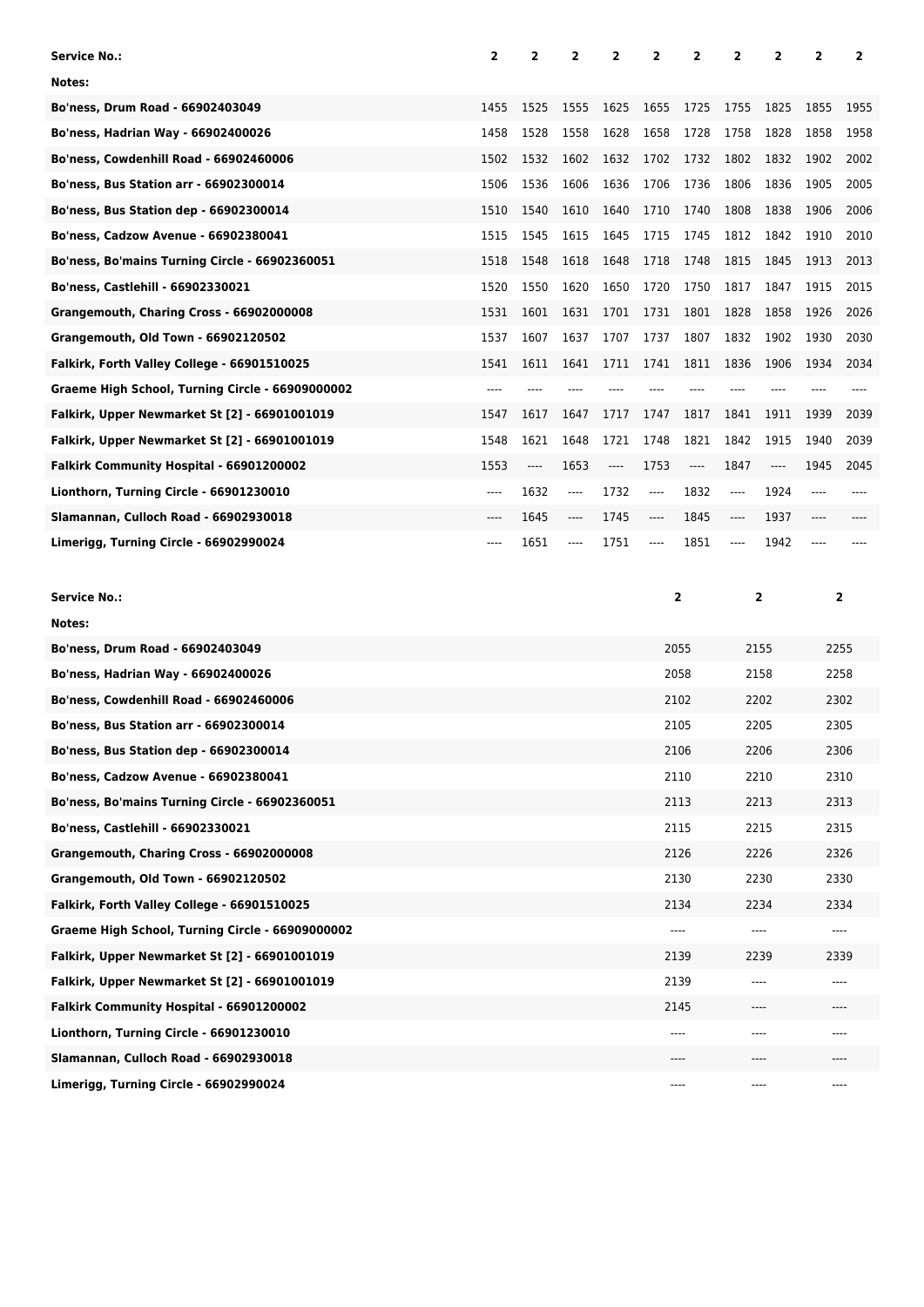| Service No.: | 2 | 2 | 2 | 2 | 2 | 2 | 2 | 2 | 2 | 2 |
|---|---|---|---|---|---|---|---|---|---|---|
| Notes: | | | | | | | | | | |
| Bo'ness, Drum Road - 66902403049 | 1455 | 1525 | 1555 | 1625 | 1655 | 1725 | 1755 | 1825 | 1855 | 1955 |
| Bo'ness, Hadrian Way - 66902400026 | 1458 | 1528 | 1558 | 1628 | 1658 | 1728 | 1758 | 1828 | 1858 | 1958 |
| Bo'ness, Cowdenhill Road - 66902460006 | 1502 | 1532 | 1602 | 1632 | 1702 | 1732 | 1802 | 1832 | 1902 | 2002 |
| Bo'ness, Bus Station arr - 66902300014 | 1506 | 1536 | 1606 | 1636 | 1706 | 1736 | 1806 | 1836 | 1905 | 2005 |
| Bo'ness, Bus Station dep - 66902300014 | 1510 | 1540 | 1610 | 1640 | 1710 | 1740 | 1808 | 1838 | 1906 | 2006 |
| Bo'ness, Cadzow Avenue - 66902380041 | 1515 | 1545 | 1615 | 1645 | 1715 | 1745 | 1812 | 1842 | 1910 | 2010 |
| Bo'ness, Bo'mains Turning Circle - 66902360051 | 1518 | 1548 | 1618 | 1648 | 1718 | 1748 | 1815 | 1845 | 1913 | 2013 |
| Bo'ness, Castlehill - 66902330021 | 1520 | 1550 | 1620 | 1650 | 1720 | 1750 | 1817 | 1847 | 1915 | 2015 |
| Grangemouth, Charing Cross - 66902000008 | 1531 | 1601 | 1631 | 1701 | 1731 | 1801 | 1828 | 1858 | 1926 | 2026 |
| Grangemouth, Old Town - 66902120502 | 1537 | 1607 | 1637 | 1707 | 1737 | 1807 | 1832 | 1902 | 1930 | 2030 |
| Falkirk, Forth Valley College - 66901510025 | 1541 | 1611 | 1641 | 1711 | 1741 | 1811 | 1836 | 1906 | 1934 | 2034 |
| Graeme High School, Turning Circle - 66909000002 | ---- | ---- | ---- | ---- | ---- | ---- | ---- | ---- | ---- | ---- |
| Falkirk, Upper Newmarket St [2] - 66901001019 | 1547 | 1617 | 1647 | 1717 | 1747 | 1817 | 1841 | 1911 | 1939 | 2039 |
| Falkirk, Upper Newmarket St [2] - 66901001019 | 1548 | 1621 | 1648 | 1721 | 1748 | 1821 | 1842 | 1915 | 1940 | 2039 |
| Falkirk Community Hospital - 66901200002 | 1553 | ---- | 1653 | ---- | 1753 | ---- | 1847 | ---- | 1945 | 2045 |
| Lionthorn, Turning Circle - 66901230010 | ---- | 1632 | ---- | 1732 | ---- | 1832 | ---- | 1924 | ---- | ---- |
| Slamannan, Culloch Road - 66902930018 | ---- | 1645 | ---- | 1745 | ---- | 1845 | ---- | 1937 | ---- | ---- |
| Limerigg, Turning Circle - 66902990024 | ---- | 1651 | ---- | 1751 | ---- | 1851 | ---- | 1942 | ---- | ---- |

| Service No.: | 2 | 2 | 2 |
|---|---|---|---|
| Notes: | | | |
| Bo'ness, Drum Road - 66902403049 | 2055 | 2155 | 2255 |
| Bo'ness, Hadrian Way - 66902400026 | 2058 | 2158 | 2258 |
| Bo'ness, Cowdenhill Road - 66902460006 | 2102 | 2202 | 2302 |
| Bo'ness, Bus Station arr - 66902300014 | 2105 | 2205 | 2305 |
| Bo'ness, Bus Station dep - 66902300014 | 2106 | 2206 | 2306 |
| Bo'ness, Cadzow Avenue - 66902380041 | 2110 | 2210 | 2310 |
| Bo'ness, Bo'mains Turning Circle - 66902360051 | 2113 | 2213 | 2313 |
| Bo'ness, Castlehill - 66902330021 | 2115 | 2215 | 2315 |
| Grangemouth, Charing Cross - 66902000008 | 2126 | 2226 | 2326 |
| Grangemouth, Old Town - 66902120502 | 2130 | 2230 | 2330 |
| Falkirk, Forth Valley College - 66901510025 | 2134 | 2234 | 2334 |
| Graeme High School, Turning Circle - 66909000002 | ---- | ---- | ---- |
| Falkirk, Upper Newmarket St [2] - 66901001019 | 2139 | 2239 | 2339 |
| Falkirk, Upper Newmarket St [2] - 66901001019 | 2139 | ---- | ---- |
| Falkirk Community Hospital - 66901200002 | 2145 | ---- | ---- |
| Lionthorn, Turning Circle - 66901230010 | ---- | ---- | ---- |
| Slamannan, Culloch Road - 66902930018 | ---- | ---- | ---- |
| Limerigg, Turning Circle - 66902990024 | ---- | ---- | ---- |